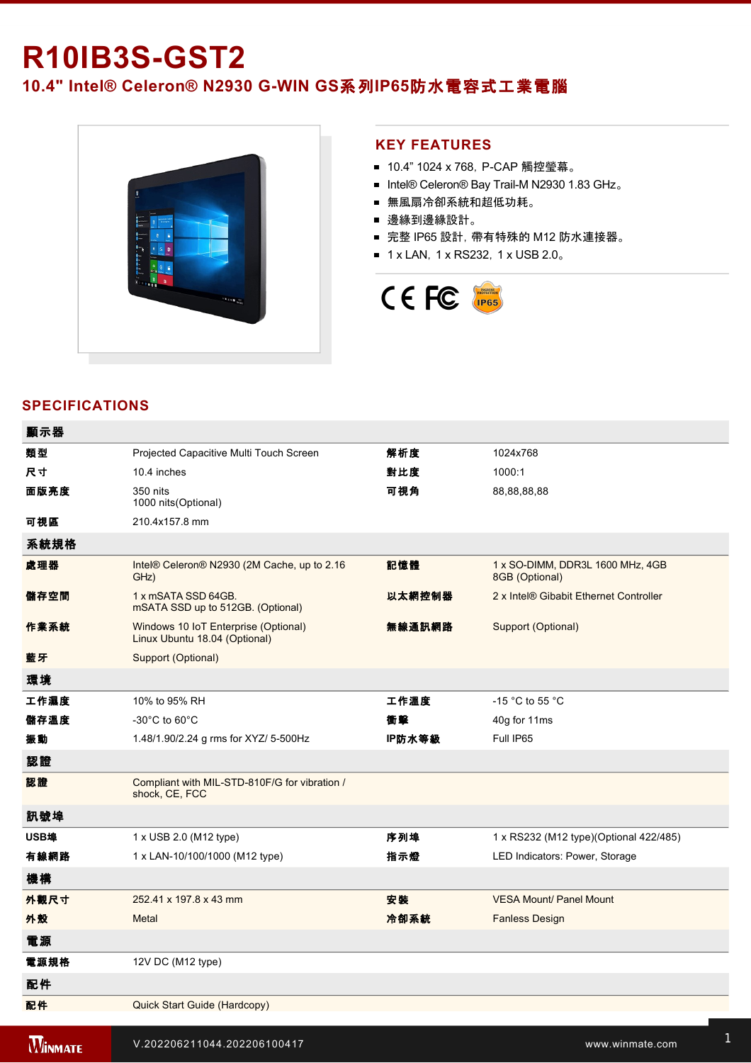# R10IB3S-GST2

## 10.4" Intel® Celeron® N2930 G-WIN GS系列IP65防水電容式工業電腦

## KEY FEATURES

- 10.4" 1024 x 768, P-CAP 觸控螢幕。
- Intel® Celeron® Bay Trail-M N2930 1.83 GHz。
- 無風扇冷卻系統和超低功耗。
- 邊緣到邊緣設計。
- 完整 IP65 設計, 帶有特殊的 M12 防水連接器。
- 1 x LAN, 1 x RS232, 1 x USB 2.0。

## SPECIFICATIONS

| 顯示器 | | | |
|---|---|---|---|
| 類型 | Projected Capacitive Multi Touch Screen | 解析度 | 1024x768 |
| 尺寸 | 10.4 inches | 對比度 | 1000:1 |
| 面版亮度 | 350 nits<br>1000 nits(Optional) | 可視角 | 88,88,88,88 |
| 可視區 | 210.4x157.8 mm | | |
| **系統規格** | | | |
| 處理器 | Intel® Celeron® N2930 (2M Cache, up to 2.16 GHz) | 記憶體 | 1 x SO-DIMM, DDR3L 1600 MHz, 4GB<br>8GB (Optional) |
| 儲存空間 | 1 x mSATA SSD 64GB.<br>mSATA SSD up to 512GB. (Optional) | 以太網控制器 | 2 x Intel® Gibabit Ethernet Controller |
| 作業系統 | Windows 10 IoT Enterprise (Optional)<br>Linux Ubuntu 18.04 (Optional) | 無線通訊網路 | Support (Optional) |
| 藍牙 | Support (Optional) | | |
| **環境** | | | |
| 工作濕度 | 10% to 95% RH | 工作溫度 | -15 °C to 55 °C |
| 儲存溫度 | -30°C to 60°C | 衝擊 | 40g for 11ms |
| 振動 | 1.48/1.90/2.24 g rms for XYZ/ 5-500Hz | IP防水等級 | Full IP65 |
| **認證** | | | |
| 認證 | Compliant with MIL-STD-810F/G for vibration / shock, CE, FCC | | |
| **訊號埠** | | | |
| USB埠 | 1 x USB 2.0 (M12 type) | 序列埠 | 1 x RS232 (M12 type)(Optional 422/485) |
| 有線網路 | 1 x LAN-10/100/1000 (M12 type) | 指示燈 | LED Indicators: Power, Storage |
| **機構** | | | |
| 外觀尺寸 | 252.41 x 197.8 x 43 mm | 安裝 | VESA Mount/ Panel Mount |
| 外殼 | Metal | 冷卻系統 | Fanless Design |
| **電源** | | | |
| 電源規格 | 12V DC (M12 type) | | |
| **配件** | | | |
| 配件 | Quick Start Guide (Hardcopy) | | |

V.202206211044.202206100417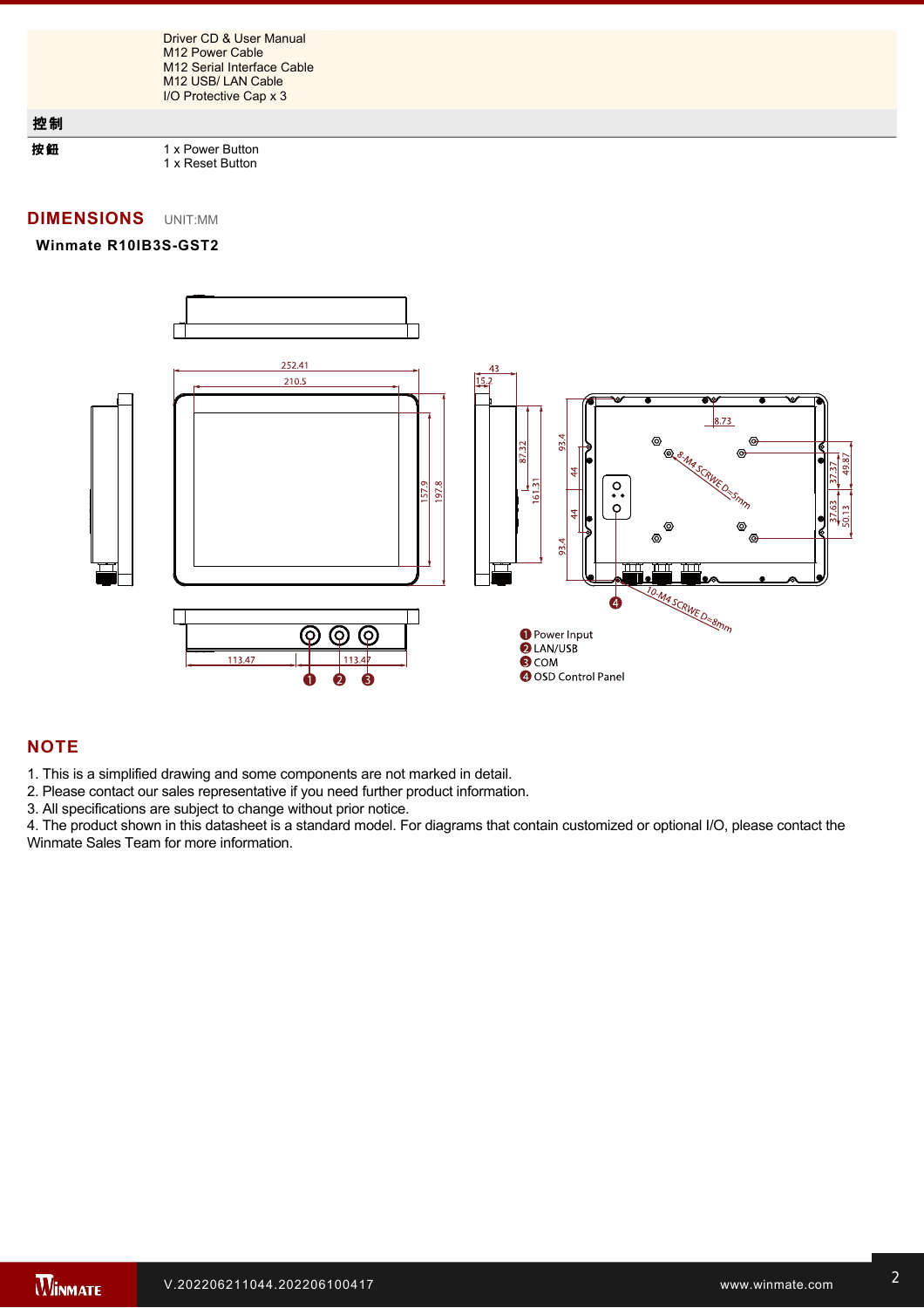| | |
|---|---|
| | Driver CD & User Manual<br>M12 Power Cable<br>M12 Serial Interface Cable<br>M12 USB/ LAN Cable<br>I/O Protective Cap x 3 |
| **控制** | |
| **按鈕** | 1 x Power Button<br>1 x Reset Button |

## DIMENSIONS UNIT:MM

**Winmate R10IB3S-GST2**

252.41
210.5
157.9
197.8
43
15.2
87.32
161.31
93.4
44
44
93.4
8.73
8-M4 SCRWE D=5mm
37.37
49.87
37.63
50.13
10-M4 SCRWE D=8mm
113.47
113.47

❶ Power Input
❷ LAN/USB
❸ COM
❹ OSD Control Panel

## NOTE

1. This is a simplified drawing and some components are not marked in detail.
2. Please contact our sales representative if you need further product information.
3. All specifications are subject to change without prior notice.
4. The product shown in this datasheet is a standard model. For diagrams that contain customized or optional I/O, please contact the Winmate Sales Team for more information.